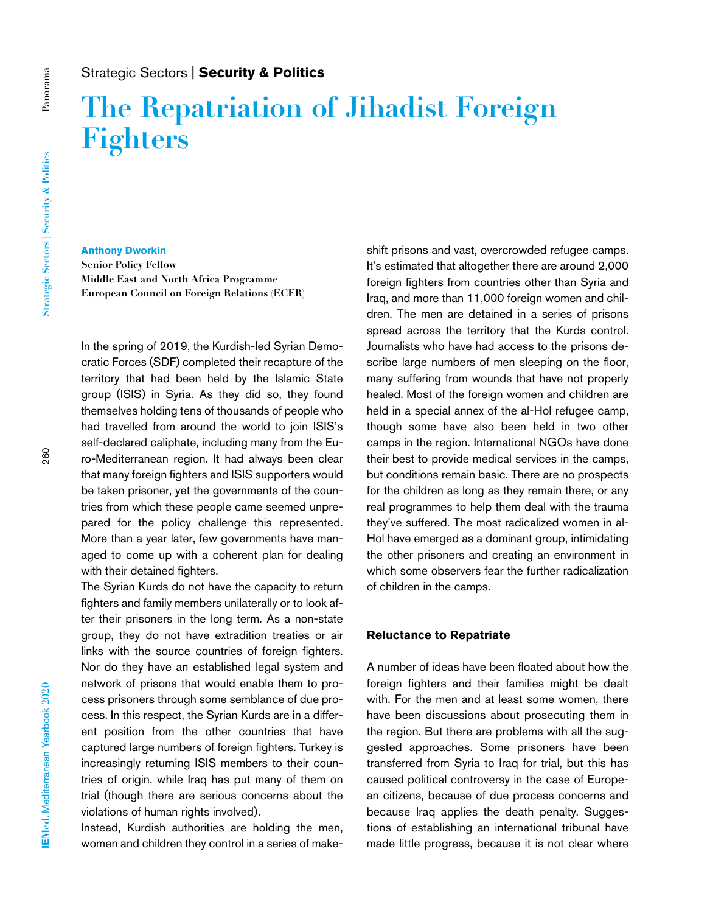Strategic Sectors | **Security & Politics**

# The Repatriation of Jihadist Foreign Fighters

**Anthony Dworkin**
**Senior Policy Fellow**
**Middle East and North Africa Programme**
**European Council on Foreign Relations (ECFR)**

In the spring of 2019, the Kurdish-led Syrian Democratic Forces (SDF) completed their recapture of the territory that had been held by the Islamic State group (ISIS) in Syria. As they did so, they found themselves holding tens of thousands of people who had travelled from around the world to join ISIS's self-declared caliphate, including many from the Euro-Mediterranean region. It had always been clear that many foreign fighters and ISIS supporters would be taken prisoner, yet the governments of the countries from which these people came seemed unprepared for the policy challenge this represented. More than a year later, few governments have managed to come up with a coherent plan for dealing with their detained fighters.

The Syrian Kurds do not have the capacity to return fighters and family members unilaterally or to look after their prisoners in the long term. As a non-state group, they do not have extradition treaties or air links with the source countries of foreign fighters. Nor do they have an established legal system and network of prisons that would enable them to process prisoners through some semblance of due process. In this respect, the Syrian Kurds are in a different position from the other countries that have captured large numbers of foreign fighters. Turkey is increasingly returning ISIS members to their countries of origin, while Iraq has put many of them on trial (though there are serious concerns about the violations of human rights involved).

Instead, Kurdish authorities are holding the men, women and children they control in a series of makeshift prisons and vast, overcrowded refugee camps. It's estimated that altogether there are around 2,000 foreign fighters from countries other than Syria and Iraq, and more than 11,000 foreign women and children. The men are detained in a series of prisons spread across the territory that the Kurds control. Journalists who have had access to the prisons describe large numbers of men sleeping on the floor, many suffering from wounds that have not properly healed. Most of the foreign women and children are held in a special annex of the al-Hol refugee camp, though some have also been held in two other camps in the region. International NGOs have done their best to provide medical services in the camps, but conditions remain basic. There are no prospects for the children as long as they remain there, or any real programmes to help them deal with the trauma they've suffered. The most radicalized women in al-Hol have emerged as a dominant group, intimidating the other prisoners and creating an environment in which some observers fear the further radicalization of children in the camps.

### Reluctance to Repatriate

A number of ideas have been floated about how the foreign fighters and their families might be dealt with. For the men and at least some women, there have been discussions about prosecuting them in the region. But there are problems with all the suggested approaches. Some prisoners have been transferred from Syria to Iraq for trial, but this has caused political controversy in the case of European citizens, because of due process concerns and because Iraq applies the death penalty. Suggestions of establishing an international tribunal have made little progress, because it is not clear where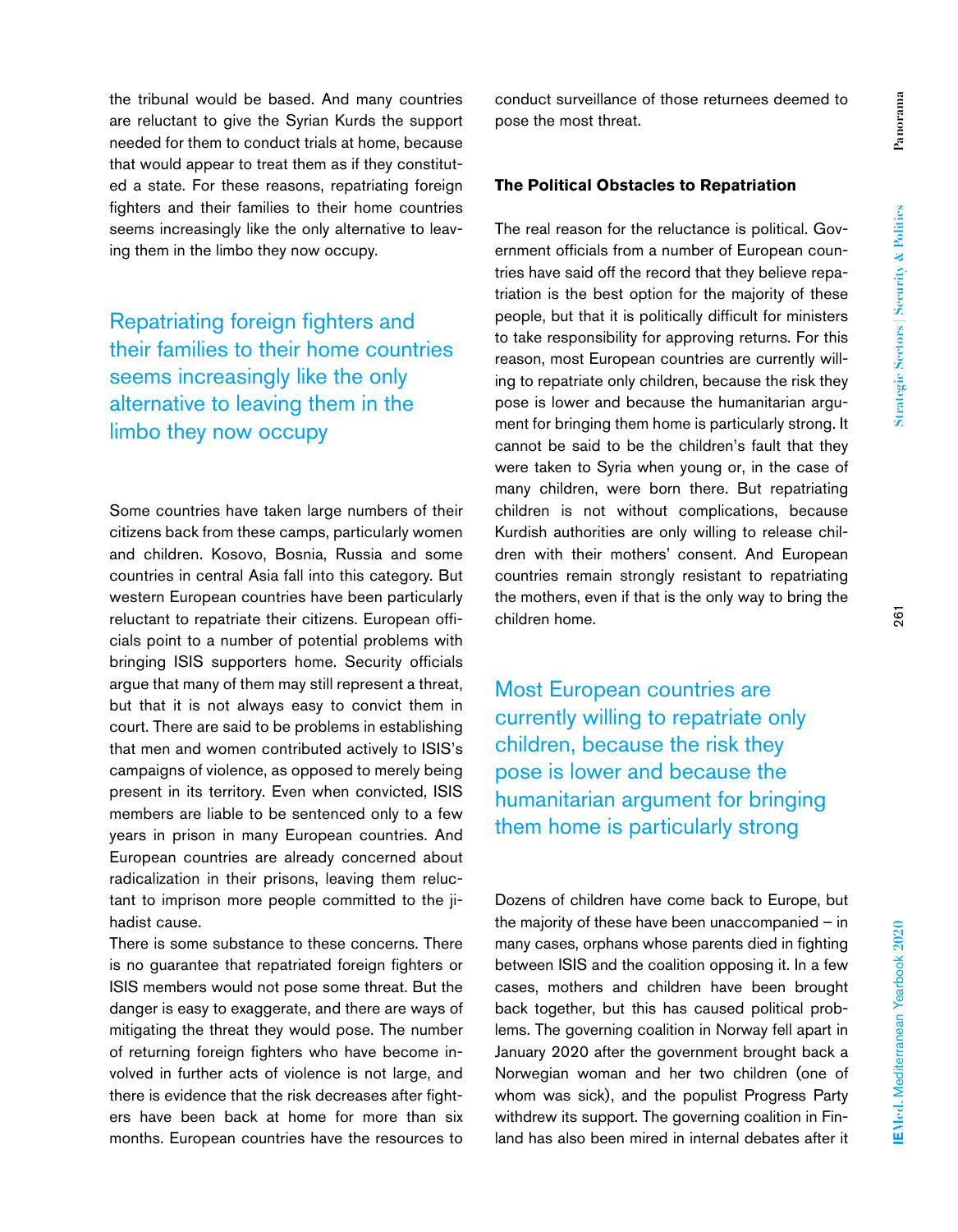the tribunal would be based. And many countries are reluctant to give the Syrian Kurds the support needed for them to conduct trials at home, because that would appear to treat them as if they constituted a state. For these reasons, repatriating foreign fighters and their families to their home countries seems increasingly like the only alternative to leaving them in the limbo they now occupy.

> Repatriating foreign fighters and their families to their home countries seems increasingly like the only alternative to leaving them in the limbo they now occupy

Some countries have taken large numbers of their citizens back from these camps, particularly women and children. Kosovo, Bosnia, Russia and some countries in central Asia fall into this category. But western European countries have been particularly reluctant to repatriate their citizens. European officials point to a number of potential problems with bringing ISIS supporters home. Security officials argue that many of them may still represent a threat, but that it is not always easy to convict them in court. There are said to be problems in establishing that men and women contributed actively to ISIS's campaigns of violence, as opposed to merely being present in its territory. Even when convicted, ISIS members are liable to be sentenced only to a few years in prison in many European countries. And European countries are already concerned about radicalization in their prisons, leaving them reluctant to imprison more people committed to the jihadist cause.

There is some substance to these concerns. There is no guarantee that repatriated foreign fighters or ISIS members would not pose some threat. But the danger is easy to exaggerate, and there are ways of mitigating the threat they would pose. The number of returning foreign fighters who have become involved in further acts of violence is not large, and there is evidence that the risk decreases after fighters have been back at home for more than six months. European countries have the resources to conduct surveillance of those returnees deemed to pose the most threat.

## The Political Obstacles to Repatriation

The real reason for the reluctance is political. Government officials from a number of European countries have said off the record that they believe repatriation is the best option for the majority of these people, but that it is politically difficult for ministers to take responsibility for approving returns. For this reason, most European countries are currently willing to repatriate only children, because the risk they pose is lower and because the humanitarian argument for bringing them home is particularly strong. It cannot be said to be the children's fault that they were taken to Syria when young or, in the case of many children, were born there. But repatriating children is not without complications, because Kurdish authorities are only willing to release children with their mothers' consent. And European countries remain strongly resistant to repatriating the mothers, even if that is the only way to bring the children home.

> Most European countries are currently willing to repatriate only children, because the risk they pose is lower and because the humanitarian argument for bringing them home is particularly strong

Dozens of children have come back to Europe, but the majority of these have been unaccompanied – in many cases, orphans whose parents died in fighting between ISIS and the coalition opposing it. In a few cases, mothers and children have been brought back together, but this has caused political problems. The governing coalition in Norway fell apart in January 2020 after the government brought back a Norwegian woman and her two children (one of whom was sick), and the populist Progress Party withdrew its support. The governing coalition in Finland has also been mired in internal debates after it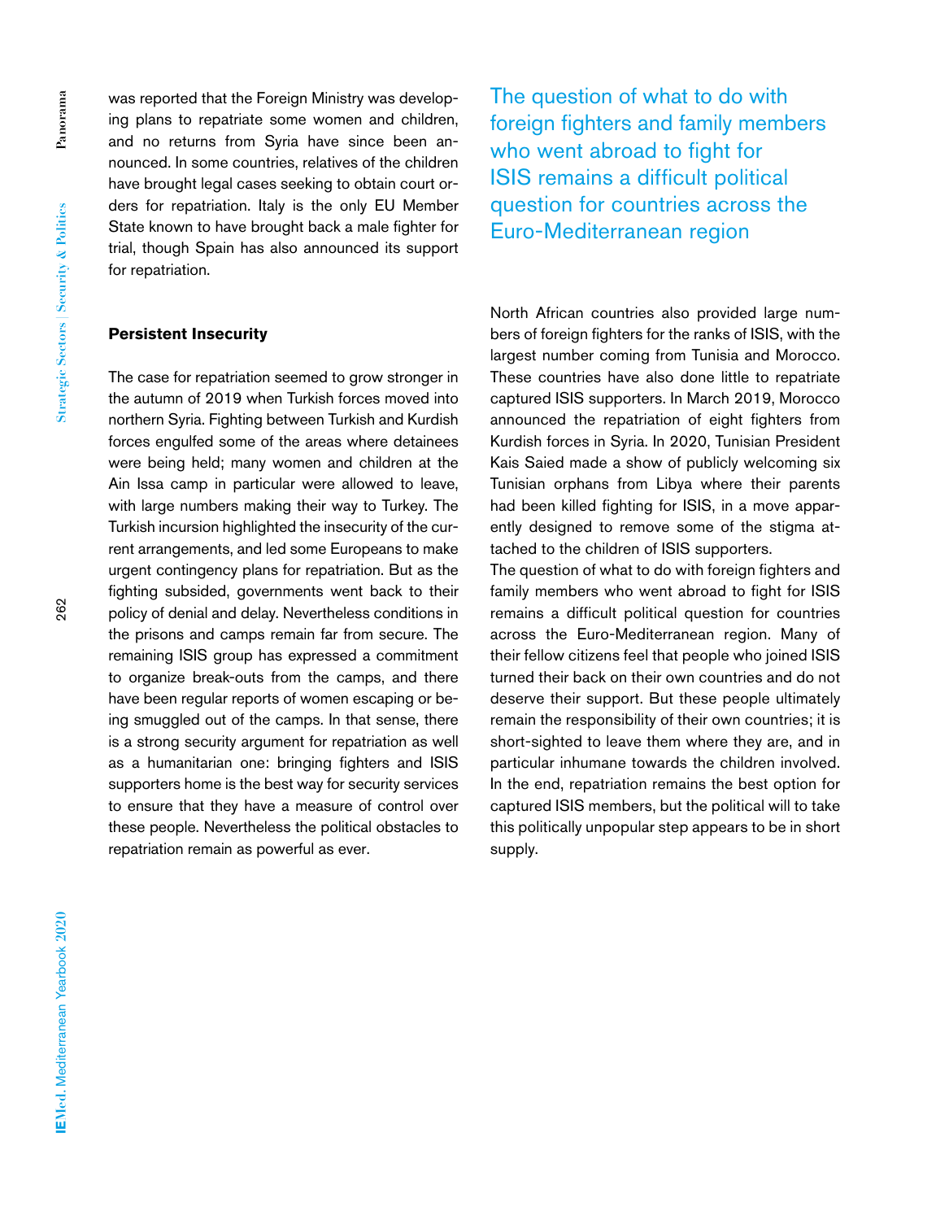was reported that the Foreign Ministry was developing plans to repatriate some women and children, and no returns from Syria have since been announced. In some countries, relatives of the children have brought legal cases seeking to obtain court orders for repatriation. Italy is the only EU Member State known to have brought back a male fighter for trial, though Spain has also announced its support for repatriation.

## Persistent Insecurity

The case for repatriation seemed to grow stronger in the autumn of 2019 when Turkish forces moved into northern Syria. Fighting between Turkish and Kurdish forces engulfed some of the areas where detainees were being held; many women and children at the Ain Issa camp in particular were allowed to leave, with large numbers making their way to Turkey. The Turkish incursion highlighted the insecurity of the current arrangements, and led some Europeans to make urgent contingency plans for repatriation. But as the fighting subsided, governments went back to their policy of denial and delay. Nevertheless conditions in the prisons and camps remain far from secure. The remaining ISIS group has expressed a commitment to organize break-outs from the camps, and there have been regular reports of women escaping or being smuggled out of the camps. In that sense, there is a strong security argument for repatriation as well as a humanitarian one: bringing fighters and ISIS supporters home is the best way for security services to ensure that they have a measure of control over these people. Nevertheless the political obstacles to repatriation remain as powerful as ever.

> The question of what to do with foreign fighters and family members who went abroad to fight for ISIS remains a difficult political question for countries across the Euro-Mediterranean region

North African countries also provided large numbers of foreign fighters for the ranks of ISIS, with the largest number coming from Tunisia and Morocco. These countries have also done little to repatriate captured ISIS supporters. In March 2019, Morocco announced the repatriation of eight fighters from Kurdish forces in Syria. In 2020, Tunisian President Kais Saied made a show of publicly welcoming six Tunisian orphans from Libya where their parents had been killed fighting for ISIS, in a move apparently designed to remove some of the stigma attached to the children of ISIS supporters.

The question of what to do with foreign fighters and family members who went abroad to fight for ISIS remains a difficult political question for countries across the Euro-Mediterranean region. Many of their fellow citizens feel that people who joined ISIS turned their back on their own countries and do not deserve their support. But these people ultimately remain the responsibility of their own countries; it is short-sighted to leave them where they are, and in particular inhumane towards the children involved. In the end, repatriation remains the best option for captured ISIS members, but the political will to take this politically unpopular step appears to be in short supply.